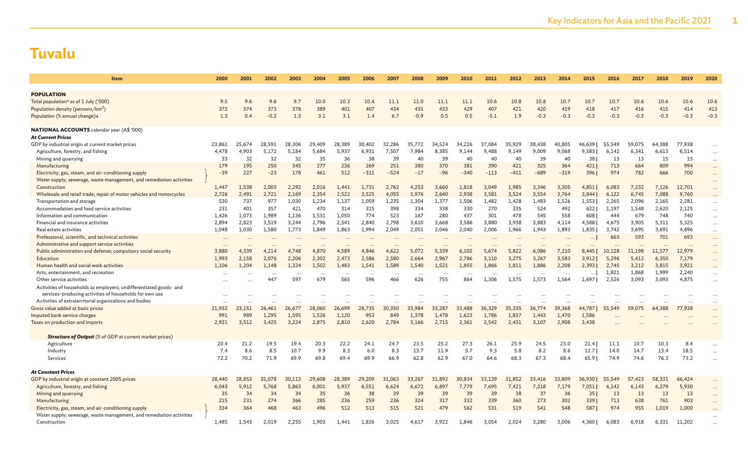# Tuvalu

| Item | 2000 | 2001 | 2002 | 2003 | 2004 | 2005 | 2006 | 2007 | 2008 | 2009 | 2010 | 2011 | 2012 | 2013 | 2014 | 2015 | 2016 | 2017 | 2018 | 2019 | 2020 |
|---|---|---|---|---|---|---|---|---|---|---|---|---|---|---|---|---|---|---|---|---|---|
| **POPULATION** | | | | | | | | | | | | | | | | | | | | | |
| Total population[a] as of 1 July ('000) | 9.5 | 9.6 | 9.6 | 9.7 | 10.0 | 10.3 | 10.4 | 11.1 | 11.0 | 11.1 | 11.1 | 10.6 | 10.8 | 10.8 | 10.7 | 10.7 | 10.7 | 10.6 | 10.6 | 10.6 | 10.6 |
| Population density (persons/km$^2$) | 372 | 374 | 373 | 378 | 389 | 401 | 407 | 434 | 431 | 433 | 429 | 407 | 421 | 420 | 419 | 418 | 417 | 416 | 415 | 414 | 413 |
| Population (% annual change)a | 1.3 | 0.4 | -0.2 | 1.3 | 3.1 | 3.1 | 1.4 | 6.7 | -0.9 | 0.5 | 0.5 | -5.1 | 1.9 | -0.3 | -0.3 | -0.3 | -0.3 | -0.3 | -0.3 | -0.3 | -0.3 |
| **NATIONAL ACCOUNTS** calendar year (A$ '000) | | | | | | | | | | | | | | | | | | | | | |
| ***At Current Prices*** | | | | | | | | | | | | | | | | | | | | | |
| GDP by industrial origin at current market prices | 23,861 | 25,674 | 28,591 | 28,306 | 29,409 | 28,389 | 30,402 | 32,286 | 35,772 | 34,524 | 34,226 | 37,084 | 35,929 | 38,438 | 40,805 | 46,639 | 55,549 | 59,075 | 64,388 | 77,938 | ... |
| Agriculture, forestry, and fishing | 4,478 | 4,903 | 5,172 | 5,184 | 5,684 | 5,937 | 6,931 | 7,507 | 7,984 | 8,385 | 9,144 | 9,488 | 9,149 | 9,009 | 9,068 | 9,583 | 6,142 | 6,341 | 6,613 | 6,514 | ... |
| Mining and quarrying | 33 | 32 | 32 | 32 | 35 | 36 | 38 | 39 | 40 | 39 | 40 | 40 | 40 | 39 | 40 | 38 | 13 | 13 | 15 | 15 | ... |
| Manufacturing | 179 | 195 | 250 | 345 | 277 | 236 | 269 | 251 | 380 | 370 | 381 | 390 | 421 | 325 | 364 | 421 | 713 | 664 | 809 | 994 | ... |
| Electricity, gas, steam, and air-conditioning supply; Water supply; sewerage, waste management, and remediation activities | −39 | 227 | −23 | 178 | 461 | 512 | −311 | −524 | −17 | −96 | −340 | −113 | −411 | −689 | −319 | 396 | 974 | 782 | 666 | 700 | ... |
| Construction | 1,447 | 1,538 | 2,003 | 2,292 | 2,016 | 1,441 | 1,731 | 2,762 | 4,253 | 3,660 | 1,818 | 3,049 | 1,985 | 3,346 | 3,305 | 4,851 | 6,083 | 7,232 | 7,126 | 12,701 | ... |
| Wholesale and retail trade; repair of motor vehicles and motorcycles | 2,726 | 2,491 | 2,721 | 2,169 | 2,354 | 2,522 | 3,525 | 4,055 | 3,976 | 2,640 | 2,938 | 3,581 | 3,524 | 3,554 | 3,764 | 3,844 | 6,122 | 6,745 | 7,088 | 9,760 | ... |
| Transportation and storage | 530 | 737 | 977 | 1,030 | 1,234 | 1,137 | 1,059 | 1,235 | 1,304 | 1,377 | 1,506 | 1,482 | 1,428 | 1,483 | 1,526 | 1,553 | 2,265 | 2,096 | 2,165 | 2,281 | ... |
| Accommodation and food service activities | 231 | 401 | 357 | 421 | 470 | 314 | 315 | 398 | 334 | 338 | 330 | 270 | 335 | 524 | 492 | 622 | 1,197 | 1,548 | 2,620 | 2,125 | ... |
| Information and communication | 1,426 | 1,073 | 1,989 | 1,136 | 1,531 | 1,050 | 774 | 523 | 167 | 280 | 437 | 301 | 478 | 545 | 558 | 608 | 444 | 679 | 748 | 740 | ... |
| Financial and insurance activities | 2,894 | 2,823 | 3,519 | 3,244 | 2,796 | 2,541 | 2,840 | 2,798 | 3,610 | 3,668 | 3,586 | 3,880 | 3,938 | 3,883 | 4,114 | 4,588 | 4,675 | 3,905 | 5,311 | 5,325 | ... |
| Real estate activities | 1,048 | 1,030 | 1,580 | 1,773 | 1,849 | 1,863 | 1,994 | 2,049 | 2,051 | 2,046 | 2,040 | 2,006 | 1,966 | 1,943 | 1,893 | 1,835 | 3,742 | 3,695 | 3,691 | 4,896 | ... |
| Professional, scientific, and technical activities | ... | ... | ... | ... | ... | ... | ... | ... | ... | ... | ... | ... | ... | ... | ... | ... | 663 | 593 | 701 | 693 | ... |
| Administrative and support service activities | ... | ... | ... | ... | ... | ... | ... | ... | ... | ... | ... | ... | ... | ... | ... | ... | ... | ... | ... | ... | ... |
| Public administration and defense; compulsory social security | 3,880 | 4,339 | 4,214 | 4,748 | 4,870 | 4,589 | 4,846 | 4,622 | 5,072 | 5,339 | 6,102 | 5,674 | 5,822 | 6,086 | 7,210 | 8,445 | 10,128 | 11,198 | 11,577 | 12,979 | ... |
| Education | 1,993 | 2,158 | 2,076 | 2,206 | 2,302 | 2,473 | 2,586 | 2,580 | 2,664 | 2,967 | 2,786 | 3,110 | 3,275 | 3,267 | 3,583 | 3,912 | 5,296 | 5,412 | 6,350 | 7,179 | ... |
| Human health and social work activities | 1,106 | 1,204 | 1,148 | 1,324 | 1,502 | 1,483 | 1,541 | 1,589 | 1,540 | 1,521 | 1,855 | 1,866 | 1,811 | 1,886 | 2,208 | 2,393 | 2,745 | 3,212 | 3,815 | 3,921 | ... |
| Arts, entertainment, and recreation | ... | ... | ... | ... | ... | ... | ... | ... | ... | ... | ... | ... | ... | ... | ... | ... | 1,821 | 1,868 | 1,999 | 2,240 | ... |
| Other service activities | ... | ... | 447 | 597 | 679 | 565 | 596 | 466 | 626 | 755 | 864 | 1,306 | 1,575 | 1,573 | 1,564 | 1,697 | 2,526 | 3,093 | 3,093 | 4,875 | ... |
| Activities of households as employers; undifferentiated goods- and services-producing activities of households for own use | ... | ... | ... | ... | ... | ... | ... | ... | ... | ... | ... | ... | ... | ... | ... | ... | ... | ... | ... | ... | ... |
| Activities of extraterritorial organizations and bodies | ... | ... | ... | ... | ... | ... | ... | ... | ... | ... | ... | ... | ... | ... | ... | ... | ... | ... | ... | ... | ... |
| Gross value added at basic prices | 21,932 | 23,151 | 26,461 | 26,677 | 28,060 | 26,699 | 28,735 | 30,350 | 33,984 | 33,287 | 33,488 | 36,329 | 35,335 | 36,774 | 39,368 | 44,787 | 55,549 | 59,075 | 64,388 | 77,938 | ... |
| Imputed bank service charges | 991 | 989 | 1,295 | 1,595 | 1,526 | 1,120 | 953 | 849 | 1,378 | 1,478 | 1,623 | 1,786 | 1,837 | 1,443 | 1,470 | 1,586 | ... | ... | ... | ... | ... |
| Taxes on production and imports | 2,921 | 3,512 | 3,425 | 3,224 | 2,875 | 2,810 | 2,620 | 2,784 | 3,166 | 2,715 | 2,361 | 2,542 | 2,431 | 3,107 | 2,908 | 3,438 | ... | ... | ... | ... | ... |
| ***Structure of Output*** (% of GDP at current market prices) | | | | | | | | | | | | | | | | | | | | | |
| Agriculture | 20.4 | 21.2 | 19.5 | 19.4 | 20.3 | 22.2 | 24.1 | 24.7 | 23.5 | 25.2 | 27.3 | 26.1 | 25.9 | 24.5 | 23.0 | 21.4 | 11.1 | 10.7 | 10.3 | 8.4 | ... |
| Industry | 7.4 | 8.6 | 8.5 | 10.7 | 9.9 | 8.3 | 6.0 | 8.3 | 13.7 | 11.9 | 5.7 | 9.3 | 5.8 | 8.2 | 8.6 | 12.7 | 14.0 | 14.7 | 13.4 | 18.5 | ... |
| Services | 72.2 | 70.2 | 71.9 | 69.9 | 69.8 | 69.4 | 69.9 | 66.9 | 62.8 | 62.9 | 67.0 | 64.6 | 68.3 | 67.3 | 68.4 | 65.9 | 74.9 | 74.6 | 76.3 | 73.2 | ... |
| ***At Constant Prices*** | | | | | | | | | | | | | | | | | | | | | |
| GDP by industrial origin at constant 2005 prices | 28,440 | 28,853 | 31,078 | 30,113 | 29,608 | 28,389 | 29,209 | 31,063 | 33,267 | 31,892 | 30,834 | 33,139 | 31,852 | 33,416 | 33,809 | 36,930 | 55,549 | 57,423 | 58,331 | 66,424 | ... |
| Agriculture, forestry, and fishing | 6,043 | 5,912 | 5,768 | 5,863 | 6,001 | 5,937 | 6,551 | 6,624 | 6,672 | 6,897 | 7,779 | 7,695 | 7,421 | 7,218 | 7,179 | 7,051 | 6,142 | 6,143 | 6,279 | 5,930 | ... |
| Mining and quarrying | 35 | 34 | 34 | 34 | 35 | 36 | 38 | 39 | 39 | 39 | 39 | 39 | 38 | 37 | 36 | 35 | 13 | 13 | 13 | 13 | ... |
| Manufacturing | 215 | 231 | 274 | 366 | 285 | 236 | 259 | 236 | 324 | 317 | 332 | 339 | 360 | 273 | 302 | 339 | 713 | 638 | 761 | 903 | ... |
| Electricity, gas, steam, and air-conditioning supply; Water supply; sewerage, waste management, and remediation activities | 334 | 364 | 468 | 463 | 496 | 512 | 513 | 515 | 521 | 479 | 562 | 531 | 519 | 541 | 548 | 587 | 974 | 955 | 1,019 | 1,000 | ... |
| Construction | 1,485 | 1,543 | 2,019 | 2,255 | 1,903 | 1,441 | 1,826 | 3,025 | 4,617 | 3,922 | 1,846 | 3,054 | 2,024 | 3,280 | 3,006 | 4,360 | 6,083 | 6,918 | 6,331 | 11,202 | ... |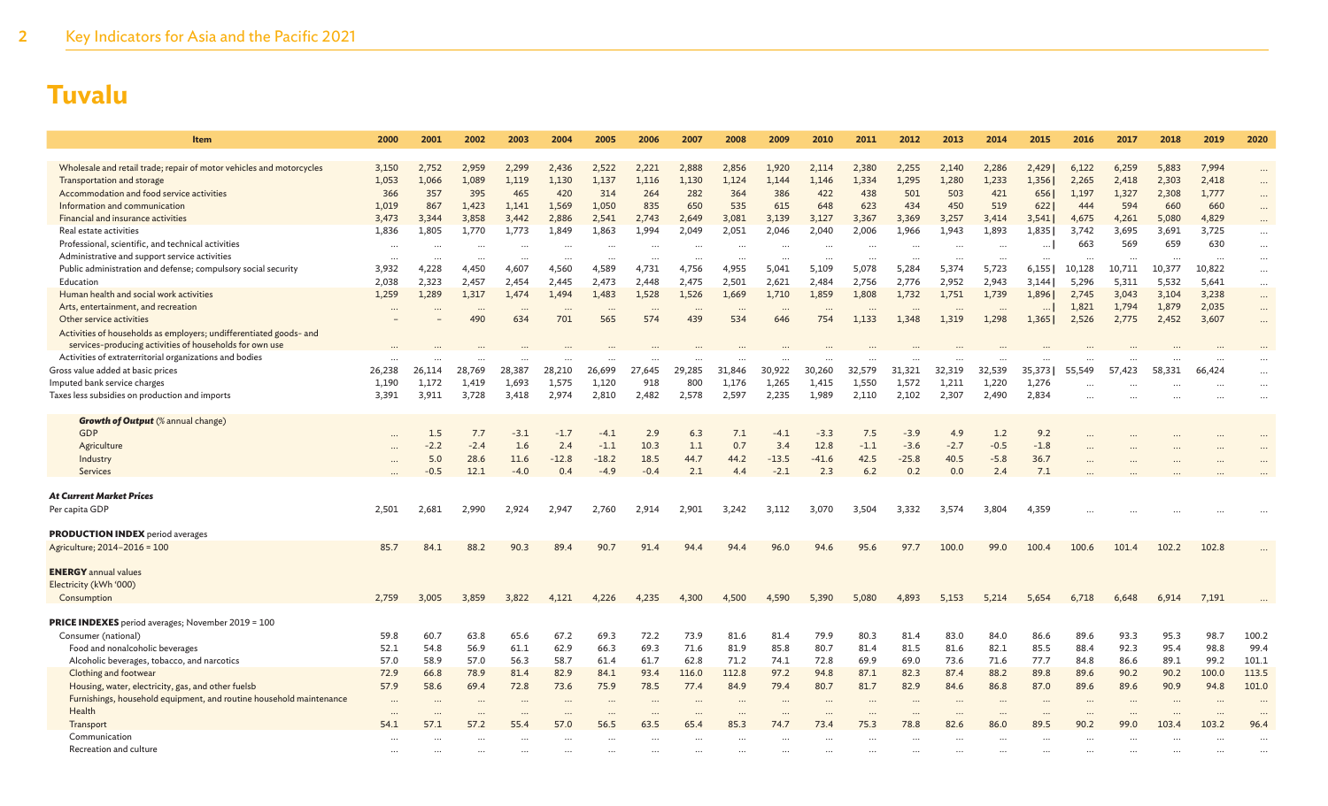# Tuvalu

| Item | 2000 | 2001 | 2002 | 2003 | 2004 | 2005 | 2006 | 2007 | 2008 | 2009 | 2010 | 2011 | 2012 | 2013 | 2014 | 2015 | 2016 | 2017 | 2018 | 2019 | 2020 |
|---|---|---|---|---|---|---|---|---|---|---|---|---|---|---|---|---|---|---|---|---|---|
| Wholesale and retail trade; repair of motor vehicles and motorcycles | 3,150 | 2,752 | 2,959 | 2,299 | 2,436 | 2,522 | 2,221 | 2,888 | 2,856 | 1,920 | 2,114 | 2,380 | 2,255 | 2,140 | 2,286 | 2,429 \| | 6,122 | 6,259 | 5,883 | 7,994 | ... |
| Transportation and storage | 1,053 | 1,066 | 1,089 | 1,119 | 1,130 | 1,137 | 1,116 | 1,130 | 1,124 | 1,144 | 1,146 | 1,334 | 1,295 | 1,280 | 1,233 | 1,356 \| | 2,265 | 2,418 | 2,303 | 2,418 | ... |
| Accommodation and food service activities | 366 | 357 | 395 | 465 | 420 | 314 | 264 | 282 | 364 | 386 | 422 | 438 | 501 | 503 | 421 | 656 \| | 1,197 | 1,327 | 2,308 | 1,777 | ... |
| Information and communication | 1,019 | 867 | 1,423 | 1,141 | 1,569 | 1,050 | 835 | 650 | 535 | 615 | 648 | 623 | 434 | 450 | 519 | 622 \| | 444 | 594 | 660 | 660 | ... |
| Financial and insurance activities | 3,473 | 3,344 | 3,858 | 3,442 | 2,886 | 2,541 | 2,743 | 2,649 | 3,081 | 3,139 | 3,127 | 3,367 | 3,369 | 3,257 | 3,414 | 3,541 \| | 4,675 | 4,261 | 5,080 | 4,829 | ... |
| Real estate activities | 1,836 | 1,805 | 1,770 | 1,773 | 1,849 | 1,863 | 1,994 | 2,049 | 2,051 | 2,046 | 2,040 | 2,006 | 1,966 | 1,943 | 1,893 | 1,835 \| | 3,742 | 3,695 | 3,691 | 3,725 | ... |
| Professional, scientific, and technical activities | ... | ... | ... | ... | ... | ... | ... | ... | ... | ... | ... | ... | ... | ... | ... | ... \| | 663 | 569 | 659 | 630 | ... |
| Administrative and support service activities | ... | ... | ... | ... | ... | ... | ... | ... | ... | ... | ... | ... | ... | ... | ... | ... | ... | ... | ... | ... | ... |
| Public administration and defense; compulsory social security | 3,932 | 4,228 | 4,450 | 4,607 | 4,560 | 4,589 | 4,731 | 4,756 | 4,955 | 5,041 | 5,109 | 5,078 | 5,284 | 5,374 | 5,723 | 6,155 \| | 10,128 | 10,711 | 10,377 | 10,822 | ... |
| Education | 2,038 | 2,323 | 2,457 | 2,454 | 2,445 | 2,473 | 2,448 | 2,475 | 2,501 | 2,621 | 2,484 | 2,756 | 2,776 | 2,952 | 2,943 | 3,144 \| | 5,296 | 5,311 | 5,532 | 5,641 | ... |
| Human health and social work activities | 1,259 | 1,289 | 1,317 | 1,474 | 1,494 | 1,483 | 1,528 | 1,526 | 1,669 | 1,710 | 1,859 | 1,808 | 1,732 | 1,751 | 1,739 | 1,896 \| | 2,745 | 3,043 | 3,104 | 3,238 | ... |
| Arts, entertainment, and recreation | ... | ... | ... | ... | ... | ... | ... | ... | ... | ... | ... | ... | ... | ... | ... | ... \| | 1,821 | 1,794 | 1,879 | 2,035 | ... |
| Other service activities | – | – | 490 | 634 | 701 | 565 | 574 | 439 | 534 | 646 | 754 | 1,133 | 1,348 | 1,319 | 1,298 | 1,365 \| | 2,526 | 2,775 | 2,452 | 3,607 | ... |
| Activities of households as employers; undifferentiated goods- and services-producing activities of households for own use | ... | ... | ... | ... | ... | ... | ... | ... | ... | ... | ... | ... | ... | ... | ... | ... | ... | ... | ... | ... | ... |
| Activities of extraterritorial organizations and bodies | ... | ... | ... | ... | ... | ... | ... | ... | ... | ... | ... | ... | ... | ... | ... | ... | ... | ... | ... | ... | ... |
| Gross value added at basic prices | 26,238 | 26,114 | 28,769 | 28,387 | 28,210 | 26,699 | 27,645 | 29,285 | 31,846 | 30,922 | 30,260 | 32,579 | 31,321 | 32,319 | 32,539 | 35,373 \| | 55,549 | 57,423 | 58,331 | 66,424 | ... |
| Imputed bank service charges | 1,190 | 1,172 | 1,419 | 1,693 | 1,575 | 1,120 | 918 | 800 | 1,176 | 1,265 | 1,415 | 1,550 | 1,572 | 1,211 | 1,220 | 1,276 | ... | ... | ... | ... | ... |
| Taxes less subsidies on production and imports | 3,391 | 3,911 | 3,728 | 3,418 | 2,974 | 2,810 | 2,482 | 2,578 | 2,597 | 2,235 | 1,989 | 2,110 | 2,102 | 2,307 | 2,490 | 2,834 | ... | ... | ... | ... | ... |
| ***Growth of Output*** (% annual change) | | | | | | | | | | | | | | | | | | | | | |
| GDP | ... | 1.5 | 7.7 | -3.1 | -1.7 | -4.1 | 2.9 | 6.3 | 7.1 | -4.1 | -3.3 | 7.5 | -3.9 | 4.9 | 1.2 | 9.2 | ... | ... | ... | ... | ... |
| Agriculture | ... | -2.2 | -2.4 | 1.6 | 2.4 | -1.1 | 10.3 | 1.1 | 0.7 | 3.4 | 12.8 | -1.1 | -3.6 | -2.7 | -0.5 | -1.8 | ... | ... | ... | ... | ... |
| Industry | ... | 5.0 | 28.6 | 11.6 | -12.8 | -18.2 | 18.5 | 44.7 | 44.2 | -13.5 | -41.6 | 42.5 | -25.8 | 40.5 | -5.8 | 36.7 | ... | ... | ... | ... | ... |
| Services | ... | -0.5 | 12.1 | -4.0 | 0.4 | -4.9 | -0.4 | 2.1 | 4.4 | -2.1 | 2.3 | 6.2 | 0.2 | 0.0 | 2.4 | 7.1 | ... | ... | ... | ... | ... |
| ***At Current Market Prices*** | | | | | | | | | | | | | | | | | | | | | |
| Per capita GDP | 2,501 | 2,681 | 2,990 | 2,924 | 2,947 | 2,760 | 2,914 | 2,901 | 3,242 | 3,112 | 3,070 | 3,504 | 3,332 | 3,574 | 3,804 | 4,359 | ... | ... | ... | ... | ... |
| **PRODUCTION INDEX** period averages | | | | | | | | | | | | | | | | | | | | | |
| Agriculture; 2014–2016 = 100 | 85.7 | 84.1 | 88.2 | 90.3 | 89.4 | 90.7 | 91.4 | 94.4 | 94.4 | 96.0 | 94.6 | 95.6 | 97.7 | 100.0 | 99.0 | 100.4 | 100.6 | 101.4 | 102.2 | 102.8 | ... |
| **ENERGY** annual values | | | | | | | | | | | | | | | | | | | | | |
| Electricity (kWh '000) | | | | | | | | | | | | | | | | | | | | | |
| Consumption | 2,759 | 3,005 | 3,859 | 3,822 | 4,121 | 4,226 | 4,235 | 4,300 | 4,500 | 4,590 | 5,390 | 5,080 | 4,893 | 5,153 | 5,214 | 5,654 | 6,718 | 6,648 | 6,914 | 7,191 | ... |
| **PRICE INDEXES** period averages; November 2019 = 100 | | | | | | | | | | | | | | | | | | | | | |
| Consumer (national) | 59.8 | 60.7 | 63.8 | 65.6 | 67.2 | 69.3 | 72.2 | 73.9 | 81.6 | 81.4 | 79.9 | 80.3 | 81.4 | 83.0 | 84.0 | 86.6 | 89.6 | 93.3 | 95.3 | 98.7 | 100.2 |
| Food and nonalcoholic beverages | 52.1 | 54.8 | 56.9 | 61.1 | 62.9 | 66.3 | 69.3 | 71.6 | 81.9 | 85.8 | 80.7 | 81.4 | 81.5 | 81.6 | 82.1 | 85.5 | 88.4 | 92.3 | 95.4 | 98.8 | 99.4 |
| Alcoholic beverages, tobacco, and narcotics | 57.0 | 58.9 | 57.0 | 56.3 | 58.7 | 61.4 | 61.7 | 62.8 | 71.2 | 74.1 | 72.8 | 69.9 | 69.0 | 73.6 | 71.6 | 77.7 | 84.8 | 86.6 | 89.1 | 99.2 | 101.1 |
| Clothing and footwear | 72.9 | 66.8 | 78.9 | 81.4 | 82.9 | 84.1 | 93.4 | 116.0 | 112.8 | 97.2 | 94.8 | 87.1 | 82.3 | 87.4 | 88.2 | 89.8 | 89.6 | 90.2 | 90.2 | 100.0 | 113.5 |
| Housing, water, electricity, gas, and other fuelsb | 57.9 | 58.6 | 69.4 | 72.8 | 73.6 | 75.9 | 78.5 | 77.4 | 84.9 | 79.4 | 80.7 | 81.7 | 82.9 | 84.6 | 86.8 | 87.0 | 89.6 | 89.6 | 90.9 | 94.8 | 101.0 |
| Furnishings, household equipment, and routine household maintenance | ... | ... | ... | ... | ... | ... | ... | ... | ... | ... | ... | ... | ... | ... | ... | ... | ... | ... | ... | ... | ... |
| Health | ... | ... | ... | ... | ... | ... | ... | ... | ... | ... | ... | ... | ... | ... | ... | ... | ... | ... | ... | ... | ... |
| Transport | 54.1 | 57.1 | 57.2 | 55.4 | 57.0 | 56.5 | 63.5 | 65.4 | 85.3 | 74.7 | 73.4 | 75.3 | 78.8 | 82.6 | 86.0 | 89.5 | 90.2 | 99.0 | 103.4 | 103.2 | 96.4 |
| Communication | ... | ... | ... | ... | ... | ... | ... | ... | ... | ... | ... | ... | ... | ... | ... | ... | ... | ... | ... | ... | ... |
| Recreation and culture | ... | ... | ... | ... | ... | ... | ... | ... | ... | ... | ... | ... | ... | ... | ... | ... | ... | ... | ... | ... | ... |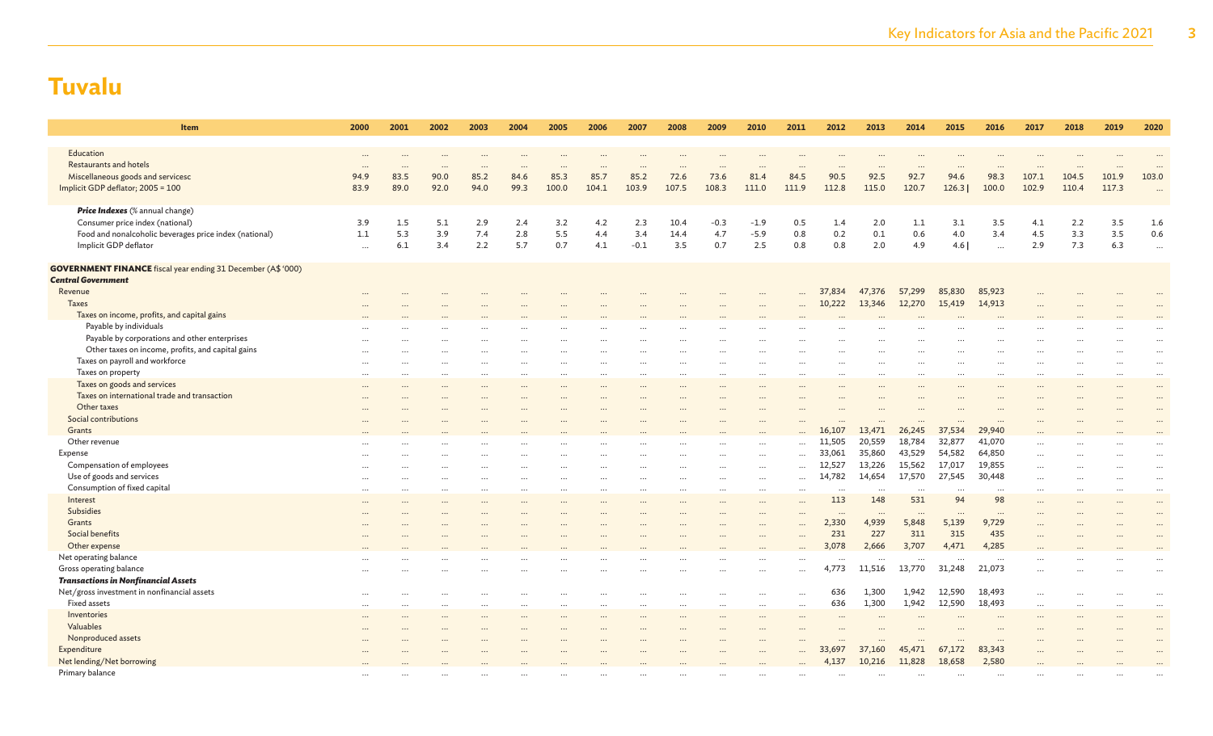# Tuvalu

| Item | 2000 | 2001 | 2002 | 2003 | 2004 | 2005 | 2006 | 2007 | 2008 | 2009 | 2010 | 2011 | 2012 | 2013 | 2014 | 2015 | 2016 | 2017 | 2018 | 2019 | 2020 |
|---|---|---|---|---|---|---|---|---|---|---|---|---|---|---|---|---|---|---|---|---|---|
| Education | … | … | … | … | … | … | … | … | … | … | … | … | … | … | … | … | … | … | … | … | … |
| Restaurants and hotels | … | … | … | … | … | … | … | … | … | … | … | … | … | … | … | … | … | … | … | … | … |
| Miscellaneous goods and servicesc | 94.9 | 83.5 | 90.0 | 85.2 | 84.6 | 85.3 | 85.7 | 85.2 | 72.6 | 73.6 | 81.4 | 84.5 | 90.5 | 92.5 | 92.7 | 94.6 | 98.3 | 107.1 | 104.5 | 101.9 | 103.0 |
| Implicit GDP deflator; 2005 = 100 | 83.9 | 89.0 | 92.0 | 94.0 | 99.3 | 100.0 | 104.1 | 103.9 | 107.5 | 108.3 | 111.0 | 111.9 | 112.8 | 115.0 | 120.7 | 126.3 \| | 100.0 | 102.9 | 110.4 | 117.3 | … |
| ***Price Indexes*** (% annual change) | | | | | | | | | | | | | | | | | | | | | |
| Consumer price index (national) | 3.9 | 1.5 | 5.1 | 2.9 | 2.4 | 3.2 | 4.2 | 2.3 | 10.4 | -0.3 | -1.9 | 0.5 | 1.4 | 2.0 | 1.1 | 3.1 | 3.5 | 4.1 | 2.2 | 3.5 | 1.6 |
| Food and nonalcoholic beverages price index (national) | 1.1 | 5.3 | 3.9 | 7.4 | 2.8 | 5.5 | 4.4 | 3.4 | 14.4 | 4.7 | -5.9 | 0.8 | 0.2 | 0.1 | 0.6 | 4.0 | 3.4 | 4.5 | 3.3 | 3.5 | 0.6 |
| Implicit GDP deflator | … | 6.1 | 3.4 | 2.2 | 5.7 | 0.7 | 4.1 | -0.1 | 3.5 | 0.7 | 2.5 | 0.8 | 0.8 | 2.0 | 4.9 | 4.6 \| | … | 2.9 | 7.3 | 6.3 | … |
| **GOVERNMENT FINANCE** fiscal year ending 31 December (A$ '000) | | | | | | | | | | | | | | | | | | | | | |
| ***Central Government*** | | | | | | | | | | | | | | | | | | | | | |
| Revenue | … | … | … | … | … | … | … | … | … | … | … | … | 37,834 | 47,376 | 57,299 | 85,830 | 85,923 | … | … | … | … |
| Taxes | … | … | … | … | … | … | … | … | … | … | … | … | 10,222 | 13,346 | 12,270 | 15,419 | 14,913 | … | … | … | … |
| Taxes on income, profits, and capital gains | … | … | … | … | … | … | … | … | … | … | … | … | … | … | … | … | … | … | … | … | … |
| Payable by individuals | … | … | … | … | … | … | … | … | … | … | … | … | … | … | … | … | … | … | … | … | … |
| Payable by corporations and other enterprises | … | … | … | … | … | … | … | … | … | … | … | … | … | … | … | … | … | … | … | … | … |
| Other taxes on income, profits, and capital gains | … | … | … | … | … | … | … | … | … | … | … | … | … | … | … | … | … | … | … | … | … |
| Taxes on payroll and workforce | … | … | … | … | … | … | … | … | … | … | … | … | … | … | … | … | … | … | … | … | … |
| Taxes on property | … | … | … | … | … | … | … | … | … | … | … | … | … | … | … | … | … | … | … | … | … |
| Taxes on goods and services | … | … | … | … | … | … | … | … | … | … | … | … | … | … | … | … | … | … | … | … | … |
| Taxes on international trade and transaction | … | … | … | … | … | … | … | … | … | … | … | … | … | … | … | … | … | … | … | … | … |
| Other taxes | … | … | … | … | … | … | … | … | … | … | … | … | … | … | … | … | … | … | … | … | … |
| Social contributions | … | … | … | … | … | … | … | … | … | … | … | … | … | … | … | … | … | … | … | … | … |
| Grants | … | … | … | … | … | … | … | … | … | … | … | … | 16,107 | 13,471 | 26,245 | 37,534 | 29,940 | … | … | … | … |
| Other revenue | … | … | … | … | … | … | … | … | … | … | … | … | 11,505 | 20,559 | 18,784 | 32,877 | 41,070 | … | … | … | … |
| Expense | … | … | … | … | … | … | … | … | … | … | … | … | 33,061 | 35,860 | 43,529 | 54,582 | 64,850 | … | … | … | … |
| Compensation of employees | … | … | … | … | … | … | … | … | … | … | … | … | 12,527 | 13,226 | 15,562 | 17,017 | 19,855 | … | … | … | … |
| Use of goods and services | … | … | … | … | … | … | … | … | … | … | … | … | 14,782 | 14,654 | 17,570 | 27,545 | 30,448 | … | … | … | … |
| Consumption of fixed capital | … | … | … | … | … | … | … | … | … | … | … | … | … | … | … | … | … | … | … | … | … |
| Interest | … | … | … | … | … | … | … | … | … | … | … | … | 113 | 148 | 531 | 94 | 98 | … | … | … | … |
| Subsidies | … | … | … | … | … | … | … | … | … | … | … | … | … | … | … | … | … | … | … | … | … |
| Grants | … | … | … | … | … | … | … | … | … | … | … | … | 2,330 | 4,939 | 5,848 | 5,139 | 9,729 | … | … | … | … |
| Social benefits | … | … | … | … | … | … | … | … | … | … | … | … | 231 | 227 | 311 | 315 | 435 | … | … | … | … |
| Other expense | … | … | … | … | … | … | … | … | … | … | … | … | 3,078 | 2,666 | 3,707 | 4,471 | 4,285 | … | … | … | … |
| Net operating balance | … | … | … | … | … | … | … | … | … | … | … | … | … | … | … | … | … | … | … | … | … |
| Gross operating balance | … | … | … | … | … | … | … | … | … | … | … | … | 4,773 | 11,516 | 13,770 | 31,248 | 21,073 | … | … | … | … |
| ***Transactions in Nonfinancial Assets*** | | | | | | | | | | | | | | | | | | | | | |
| Net/gross investment in nonfinancial assets | … | … | … | … | … | … | … | … | … | … | … | … | 636 | 1,300 | 1,942 | 12,590 | 18,493 | … | … | … | … |
| Fixed assets | … | … | … | … | … | … | … | … | … | … | … | … | 636 | 1,300 | 1,942 | 12,590 | 18,493 | … | … | … | … |
| Inventories | … | … | … | … | … | … | … | … | … | … | … | … | … | … | … | … | … | … | … | … | … |
| Valuables | … | … | … | … | … | … | … | … | … | … | … | … | … | … | … | … | … | … | … | … | … |
| Nonproduced assets | … | … | … | … | … | … | … | … | … | … | … | … | … | … | … | … | … | … | … | … | … |
| Expenditure | … | … | … | … | … | … | … | … | … | … | … | … | 33,697 | 37,160 | 45,471 | 67,172 | 83,343 | … | … | … | … |
| Net lending/Net borrowing | … | … | … | … | … | … | … | … | … | … | … | … | 4,137 | 10,216 | 11,828 | 18,658 | 2,580 | … | … | … | … |
| Primary balance | … | … | … | … | … | … | … | … | … | … | … | … | … | … | … | … | … | … | … | … | … |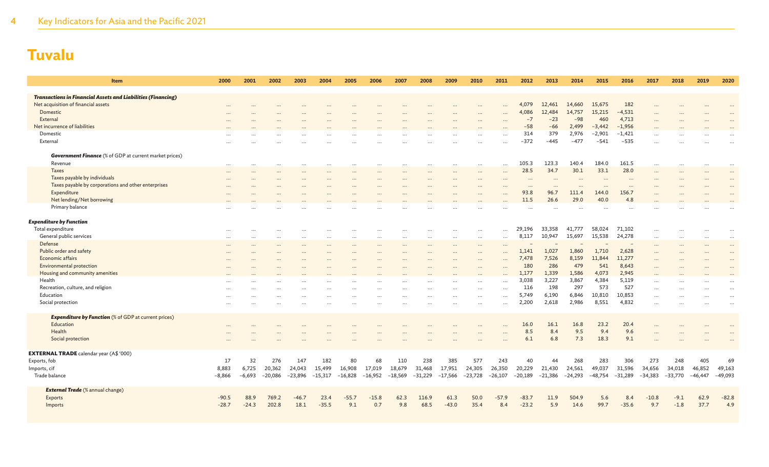# Tuvalu

| Item | 2000 | 2001 | 2002 | 2003 | 2004 | 2005 | 2006 | 2007 | 2008 | 2009 | 2010 | 2011 | 2012 | 2013 | 2014 | 2015 | 2016 | 2017 | 2018 | 2019 | 2020 |
|---|---|---|---|---|---|---|---|---|---|---|---|---|---|---|---|---|---|---|---|---|---|
| ***Transactions in Financial Assets and Liabilities (Financing)*** | | | | | | | | | | | | | | | | | | | | | |
| Net acquisition of financial assets | ... | ... | ... | ... | ... | ... | ... | ... | ... | ... | ... | ... | 4,079 | 12,461 | 14,660 | 15,675 | 182 | ... | ... | ... | ... |
| Domestic | ... | ... | ... | ... | ... | ... | ... | ... | ... | ... | ... | ... | 4,086 | 12,484 | 14,757 | 15,215 | −4,531 | ... | ... | ... | ... |
| External | ... | ... | ... | ... | ... | ... | ... | ... | ... | ... | ... | ... | −7 | −23 | −98 | 460 | 4,713 | ... | ... | ... | ... |
| Net incurrence of liabilities | ... | ... | ... | ... | ... | ... | ... | ... | ... | ... | ... | ... | −58 | −66 | 2,499 | −3,442 | −1,956 | ... | ... | ... | ... |
| Domestic | ... | ... | ... | ... | ... | ... | ... | ... | ... | ... | ... | ... | 314 | 379 | 2,976 | −2,901 | −1,421 | ... | ... | ... | ... |
| External | ... | ... | ... | ... | ... | ... | ... | ... | ... | ... | ... | ... | −372 | −445 | −477 | −541 | −535 | ... | ... | ... | ... |
| ***Government Finance*** (% of GDP at current market prices) | | | | | | | | | | | | | | | | | | | | | |
| Revenue | ... | ... | ... | ... | ... | ... | ... | ... | ... | ... | ... | ... | 105.3 | 123.3 | 140.4 | 184.0 | 161.5 | ... | ... | ... | ... |
| Taxes | ... | ... | ... | ... | ... | ... | ... | ... | ... | ... | ... | ... | 28.5 | 34.7 | 30.1 | 33.1 | 28.0 | ... | ... | ... | ... |
| Taxes payable by individuals | ... | ... | ... | ... | ... | ... | ... | ... | ... | ... | ... | ... | ... | ... | ... | ... | ... | ... | ... | ... | ... |
| Taxes payable by corporations and other enterprises | ... | ... | ... | ... | ... | ... | ... | ... | ... | ... | ... | ... | ... | ... | ... | ... | ... | ... | ... | ... | ... |
| Expenditure | ... | ... | ... | ... | ... | ... | ... | ... | ... | ... | ... | ... | 93.8 | 96.7 | 111.4 | 144.0 | 156.7 | ... | ... | ... | ... |
| Net lending/Net borrowing | ... | ... | ... | ... | ... | ... | ... | ... | ... | ... | ... | ... | 11.5 | 26.6 | 29.0 | 40.0 | 4.8 | ... | ... | ... | ... |
| Primary balance | ... | ... | ... | ... | ... | ... | ... | ... | ... | ... | ... | ... | ... | ... | ... | ... | ... | ... | ... | ... | ... |
| ***Expenditure by Function*** | | | | | | | | | | | | | | | | | | | | | |
| Total expenditure | ... | ... | ... | ... | ... | ... | ... | ... | ... | ... | ... | ... | 29,196 | 33,358 | 41,777 | 58,024 | 71,102 | ... | ... | ... | ... |
| General public services | ... | ... | ... | ... | ... | ... | ... | ... | ... | ... | ... | ... | 8,117 | 10,947 | 15,697 | 15,538 | 24,278 | ... | ... | ... | ... |
| Defense | ... | ... | ... | ... | ... | ... | ... | ... | ... | ... | ... | ... | – | – | – | – | – | ... | ... | ... | ... |
| Public order and safety | ... | ... | ... | ... | ... | ... | ... | ... | ... | ... | ... | ... | 1,141 | 1,027 | 1,860 | 1,710 | 2,628 | ... | ... | ... | ... |
| Economic affairs | ... | ... | ... | ... | ... | ... | ... | ... | ... | ... | ... | ... | 7,478 | 7,526 | 8,159 | 11,844 | 11,277 | ... | ... | ... | ... |
| Environmental protection | ... | ... | ... | ... | ... | ... | ... | ... | ... | ... | ... | ... | 180 | 286 | 479 | 541 | 8,643 | ... | ... | ... | ... |
| Housing and community amenities | ... | ... | ... | ... | ... | ... | ... | ... | ... | ... | ... | ... | 1,177 | 1,339 | 1,586 | 4,073 | 2,945 | ... | ... | ... | ... |
| Health | ... | ... | ... | ... | ... | ... | ... | ... | ... | ... | ... | ... | 3,038 | 3,227 | 3,867 | 4,384 | 5,119 | ... | ... | ... | ... |
| Recreation, culture, and religion | ... | ... | ... | ... | ... | ... | ... | ... | ... | ... | ... | ... | 116 | 198 | 297 | 573 | 527 | ... | ... | ... | ... |
| Education | ... | ... | ... | ... | ... | ... | ... | ... | ... | ... | ... | ... | 5,749 | 6,190 | 6,846 | 10,810 | 10,853 | ... | ... | ... | ... |
| Social protection | ... | ... | ... | ... | ... | ... | ... | ... | ... | ... | ... | ... | 2,200 | 2,618 | 2,986 | 8,551 | 4,832 | ... | ... | ... | ... |
| ***Expenditure by Function*** (% of GDP at current prices) | | | | | | | | | | | | | | | | | | | | | |
| Education | ... | ... | ... | ... | ... | ... | ... | ... | ... | ... | ... | ... | 16.0 | 16.1 | 16.8 | 23.2 | 20.4 | ... | ... | ... | ... |
| Health | ... | ... | ... | ... | ... | ... | ... | ... | ... | ... | ... | ... | 8.5 | 8.4 | 9.5 | 9.4 | 9.6 | ... | ... | ... | ... |
| Social protection | ... | ... | ... | ... | ... | ... | ... | ... | ... | ... | ... | ... | 6.1 | 6.8 | 7.3 | 18.3 | 9.1 | ... | ... | ... | ... |
| **EXTERNAL TRADE** calendar year (A$ '000) | | | | | | | | | | | | | | | | | | | | | |
| Exports, fob | 17 | 32 | 276 | 147 | 182 | 80 | 68 | 110 | 238 | 385 | 577 | 243 | 40 | 44 | 268 | 283 | 306 | 273 | 248 | 405 | 69 |
| Imports, cif | 8,883 | 6,725 | 20,362 | 24,043 | 15,499 | 16,908 | 17,019 | 18,679 | 31,468 | 17,951 | 24,305 | 26,350 | 20,229 | 21,430 | 24,561 | 49,037 | 31,596 | 34,656 | 34,018 | 46,852 | 49,163 |
| Trade balance | −8,866 | −6,693 | −20,086 | −23,896 | −15,317 | −16,828 | −16,952 | −18,569 | −31,229 | −17,566 | −23,728 | −26,107 | −20,189 | −21,386 | −24,293 | −48,754 | −31,289 | −34,383 | −33,770 | −46,447 | −49,093 |
| ***External Trade*** (% annual change) | | | | | | | | | | | | | | | | | | | | | |
| Exports | −90.5 | 88.9 | 769.2 | −46.7 | 23.4 | −55.7 | −15.8 | 62.3 | 116.9 | 61.3 | 50.0 | −57.9 | −83.7 | 11.9 | 504.9 | 5.6 | 8.4 | −10.8 | −9.1 | 62.9 | −82.8 |
| Imports | −28.7 | −24.3 | 202.8 | 18.1 | −35.5 | 9.1 | 0.7 | 9.8 | 68.5 | −43.0 | 35.4 | 8.4 | −23.2 | 5.9 | 14.6 | 99.7 | −35.6 | 9.7 | −1.8 | 37.7 | 4.9 |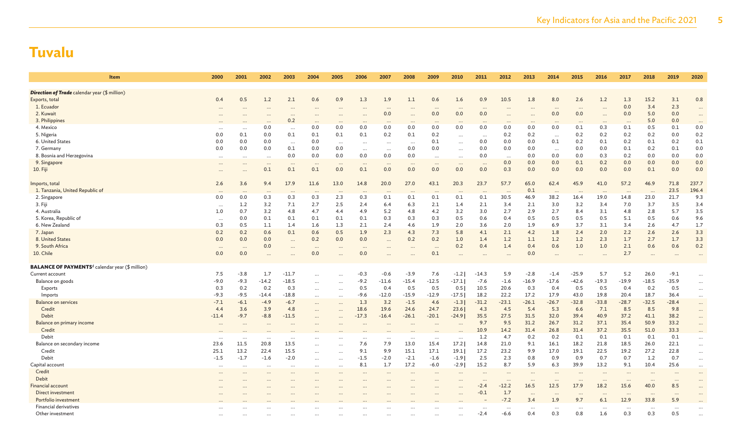# Tuvalu

| Item | 2000 | 2001 | 2002 | 2003 | 2004 | 2005 | 2006 | 2007 | 2008 | 2009 | 2010 | 2011 | 2012 | 2013 | 2014 | 2015 | 2016 | 2017 | 2018 | 2019 | 2020 |
|---|---|---|---|---|---|---|---|---|---|---|---|---|---|---|---|---|---|---|---|---|---|
| ***Direction of Trade*** calendar year ($ million) | | | | | | | | | | | | | | | | | | | | | |
| Exports, total | 0.4 | 0.5 | 1.2 | 2.1 | 0.6 | 0.9 | 1.3 | 1.9 | 1.1 | 0.6 | 1.6 | 0.9 | 10.5 | 1.8 | 8.0 | 2.6 | 1.2 | 1.3 | 15.2 | 3.1 | 0.8 |
| 1. Ecuador | ... | ... | ... | ... | ... | ... | ... | ... | ... | ... | ... | ... | ... | ... | ... | ... | ... | 0.0 | 3.4 | 2.3 | ... |
| 2. Kuwait | ... | ... | ... | ... | ... | ... | ... | 0.0 | ... | 0.0 | 0.0 | 0.0 | ... | ... | 0.0 | 0.0 | ... | 0.0 | 5.0 | 0.0 | ... |
| 3. Philippines | ... | ... | ... | 0.2 | ... | ... | ... | ... | ... | ... | ... | ... | ... | ... | ... | ... | ... | ... | 5.0 | 0.0 | ... |
| 4. Mexico | ... | ... | 0.0 | ... | 0.0 | 0.0 | 0.0 | 0.0 | 0.0 | 0.0 | 0.0 | 0.0 | 0.0 | 0.0 | 0.0 | 0.1 | 0.3 | 0.1 | 0.5 | 0.1 | 0.0 |
| 5. Nigeria | 0.0 | 0.1 | 0.0 | 0.1 | 0.1 | 0.1 | 0.1 | 0.2 | 0.1 | 0.2 | ... | ... | 0.2 | 0.2 | ... | 0.2 | 0.2 | 0.2 | 0.2 | 0.0 | 0.2 |
| 6. United States | 0.0 | 0.0 | 0.0 | ... | 0.0 | ... | ... | ... | ... | 0.1 | ... | 0.0 | 0.0 | 0.0 | 0.1 | 0.2 | 0.1 | 0.2 | 0.1 | 0.2 | 0.1 |
| 7. Germany | 0.0 | 0.0 | 0.0 | 0.1 | 0.0 | 0.0 | ... | ... | 0.0 | 0.0 | ... | 0.0 | 0.0 | 0.0 | ... | 0.0 | 0.0 | 0.1 | 0.2 | 0.1 | 0.0 |
| 8. Bosnia and Herzegovina | ... | ... | ... | 0.0 | 0.0 | 0.0 | 0.0 | 0.0 | 0.0 | ... | ... | 0.0 | ... | 0.0 | 0.0 | 0.0 | 0.3 | 0.2 | 0.0 | 0.0 | 0.0 |
| 9. Singapore | ... | ... | ... | ... | ... | ... | ... | ... | ... | ... | ... | ... | 0.0 | 0.0 | 0.0 | 0.1 | 0.2 | 0.0 | 0.0 | 0.0 | 0.0 |
| 10. Fiji | ... | ... | 0.1 | 0.1 | 0.1 | 0.0 | 0.1 | 0.0 | 0.0 | 0.0 | 0.0 | 0.0 | 0.3 | 0.0 | 0.0 | 0.0 | 0.0 | 0.0 | 0.1 | 0.0 | 0.0 |
| Imports, total | 2.6 | 3.6 | 9.4 | 17.9 | 11.6 | 13.0 | 14.8 | 20.0 | 27.0 | 43.1 | 20.3 | 23.7 | 57.7 | 65.0 | 62.4 | 45.9 | 41.0 | 57.2 | 46.9 | 71.8 | 237.7 |
| 1. Tanzania, United Republic of | ... | ... | ... | ... | ... | ... | ... | ... | ... | ... | ... | ... | ... | 0.1 | ... | ... | ... | ... | ... | 23.5 | 196.4 |
| 2. Singapore | 0.0 | 0.0 | 0.3 | 0.3 | 0.3 | 2.3 | 0.3 | 0.1 | 0.1 | 0.1 | 0.1 | 0.1 | 30.5 | 46.9 | 38.2 | 16.4 | 19.0 | 14.8 | 23.0 | 21.7 | 9.3 |
| 3. Fiji | ... | 1.2 | 3.2 | 7.1 | 2.7 | 2.5 | 2.4 | 6.4 | 6.3 | 2.1 | 1.4 | 2.1 | 3.4 | 2.1 | 3.0 | 3.2 | 3.4 | 7.0 | 3.7 | 3.5 | 3.4 |
| 4. Australia | 1.0 | 0.7 | 3.2 | 4.8 | 4.7 | 4.4 | 4.9 | 5.2 | 4.8 | 4.2 | 3.2 | 3.0 | 2.7 | 2.9 | 2.7 | 8.4 | 3.1 | 4.8 | 2.8 | 5.7 | 3.5 |
| 5. Korea, Republic of | ... | 0.0 | 0.1 | 0.1 | 0.1 | 0.1 | 0.1 | 0.3 | 0.3 | 0.3 | 0.5 | 0.6 | 0.4 | 0.5 | 0.5 | 0.5 | 0.5 | 5.1 | 0.5 | 0.6 | 9.6 |
| 6. New Zealand | 0.3 | 0.5 | 1.1 | 1.4 | 1.6 | 1.3 | 2.1 | 2.4 | 4.6 | 1.9 | 2.0 | 3.6 | 2.0 | 1.9 | 6.9 | 3.7 | 3.1 | 3.4 | 2.6 | 4.7 | 1.7 |
| 7. Japan | 0.2 | 0.2 | 0.6 | 0.1 | 0.6 | 0.5 | 1.9 | 2.3 | 4.3 | 7.3 | 5.8 | 4.1 | 2.1 | 4.2 | 1.8 | 2.4 | 2.0 | 2.2 | 2.6 | 2.6 | 3.3 |
| 8. United States | 0.0 | 0.0 | 0.0 | ... | 0.2 | 0.0 | 0.0 | ... | 0.2 | 0.2 | 1.0 | 1.4 | 1.2 | 1.1 | 1.2 | 1.2 | 2.3 | 1.7 | 2.7 | 1.7 | 3.3 |
| 9. South Africa | ... | ... | 0.0 | ... | ... | ... | ... | ... | ... | ... | 0.2 | 0.4 | 1.4 | 0.4 | 0.6 | 1.0 | 1.0 | 2.1 | 0.6 | 0.6 | 0.2 |
| 10. Chile | 0.0 | 0.0 | ... | ... | 0.0 | ... | 0.0 | ... | ... | 0.1 | ... | ... | ... | 0.0 | ... | ... | ... | 2.7 | ... | ... | ... |
| **BALANCE OF PAYMENTS**[d] calendar year ($ million) | | | | | | | | | | | | | | | | | | | | | |
| Current account | 7.5 | -3.8 | 1.7 | -11.7 | ... | ... | -0.3 | -0.6 | -3.9 | 7.6 | -1.2 \| | -14.3 | 5.9 | -2.8 | -1.4 | -25.9 | 5.7 | 5.2 | 26.0 | -9.1 | ... |
| Balance on goods | -9.0 | -9.3 | -14.2 | -18.5 | ... | ... | -9.2 | -11.6 | -15.4 | -12.5 | -17.1 \| | -7.6 | -1.6 | -16.9 | -17.6 | -42.6 | -19.3 | -19.9 | -18.5 | -35.9 | ... |
| Exports | 0.3 | 0.2 | 0.2 | 0.3 | ... | ... | 0.5 | 0.4 | 0.5 | 0.5 | 0.5 \| | 10.5 | 20.6 | 0.3 | 0.4 | 0.5 | 0.5 | 0.4 | 0.2 | 0.5 | ... |
| Imports | -9.3 | -9.5 | -14.4 | -18.8 | ... | ... | -9.6 | -12.0 | -15.9 | -12.9 | -17.5 \| | 18.2 | 22.2 | 17.2 | 17.9 | 43.0 | 19.8 | 20.4 | 18.7 | 36.4 | ... |
| Balance on services | -7.1 | -6.1 | -4.9 | -6.7 | ... | ... | 1.3 | 3.2 | -1.5 | 4.6 | -1.3 \| | -31.2 | -23.1 | -26.1 | -26.7 | -32.8 | -33.8 | -28.7 | -32.5 | -28.4 | ... |
| Credit | 4.4 | 3.6 | 3.9 | 4.8 | ... | ... | 18.6 | 19.6 | 24.6 | 24.7 | 23.6 \| | 4.3 | 4.5 | 5.4 | 5.3 | 6.6 | 7.1 | 8.5 | 8.5 | 9.8 | ... |
| Debit | -11.4 | -9.7 | -8.8 | -11.5 | ... | ... | -17.3 | -16.4 | -26.1 | -20.1 | -24.9 \| | 35.5 | 27.5 | 31.5 | 32.0 | 39.4 | 40.9 | 37.2 | 41.1 | 38.2 | ... |
| Balance on primary income | ... | ... | ... | ... | ... | ... | ... | ... | ... | ... | ... | 9.7 | 9.5 | 31.2 | 26.7 | 31.2 | 37.1 | 35.4 | 50.9 | 33.2 | ... |
| Credit | ... | ... | ... | ... | ... | ... | ... | ... | ... | ... | ... | 10.9 | 14.2 | 31.4 | 26.8 | 31.4 | 37.2 | 35.5 | 51.0 | 33.3 | ... |
| Debit | ... | ... | ... | ... | ... | ... | ... | ... | ... | ... | ... | 1.2 | 4.7 | 0.2 | 0.2 | 0.1 | 0.1 | 0.1 | 0.1 | 0.1 | ... |
| Balance on secondary income | 23.6 | 11.5 | 20.8 | 13.5 | ... | ... | 7.6 | 7.9 | 13.0 | 15.4 | 17.2 \| | 14.8 | 21.0 | 9.1 | 16.1 | 18.2 | 21.8 | 18.5 | 26.0 | 22.1 | ... |
| Credit | 25.1 | 13.2 | 22.4 | 15.5 | ... | ... | 9.1 | 9.9 | 15.1 | 17.1 | 19.1 \| | 17.2 | 23.2 | 9.9 | 17.0 | 19.1 | 22.5 | 19.2 | 27.2 | 22.8 | ... |
| Debit | -1.5 | -1.7 | -1.6 | -2.0 | ... | ... | -1.5 | -2.0 | -2.1 | -1.6 | -1.9 \| | 2.5 | 2.3 | 0.8 | 0.9 | 0.9 | 0.7 | 0.7 | 1.2 | 0.7 | ... |
| Capital account | ... | ... | ... | ... | ... | ... | 8.1 | 1.7 | 17.2 | -6.0 | -2.9 \| | 15.2 | 8.7 | 5.9 | 6.3 | 39.9 | 13.2 | 9.1 | 10.4 | 25.6 | ... |
| Credit | ... | ... | ... | ... | ... | ... | ... | ... | ... | ... | ... | ... | ... | ... | ... | ... | ... | ... | ... | ... | ... |
| Debit | ... | ... | ... | ... | ... | ... | ... | ... | ... | ... | ... | ... | ... | ... | ... | ... | ... | ... | ... | ... | ... |
| Financial account | ... | ... | ... | ... | ... | ... | ... | ... | ... | ... | ... | -2.4 | -12.2 | 16.5 | 12.5 | 17.9 | 18.2 | 15.6 | 40.0 | 8.5 | ... |
| Direct investment | ... | ... | ... | ... | ... | ... | ... | ... | ... | ... | ... | -0.1 | 1.7 | ... | ... | ... | ... | ... | ... | ... | ... |
| Portfolio investment | ... | ... | ... | ... | ... | ... | ... | ... | ... | ... | ... | – | -7.2 | 3.4 | 1.9 | 9.7 | 6.1 | 12.9 | 33.8 | 5.9 | ... |
| Financial derivatives | ... | ... | ... | ... | ... | ... | ... | ... | ... | ... | ... | ... | ... | ... | ... | ... | ... | ... | ... | ... | ... |
| Other investment | ... | ... | ... | ... | ... | ... | ... | ... | ... | ... | ... | -2.4 | -6.6 | 0.4 | 0.3 | 0.8 | 1.6 | 0.3 | 0.3 | 0.5 | ... |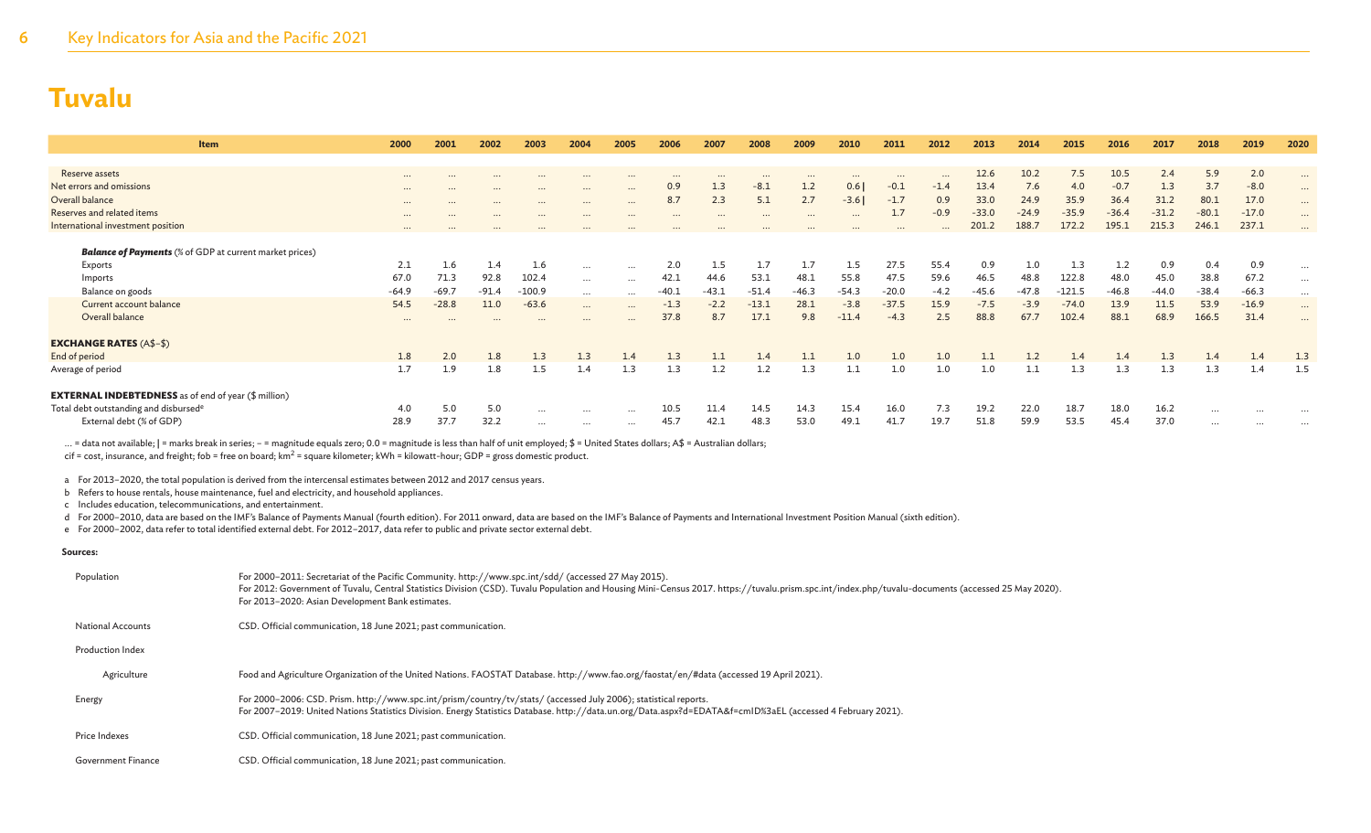# Tuvalu

| Item | 2000 | 2001 | 2002 | 2003 | 2004 | 2005 | 2006 | 2007 | 2008 | 2009 | 2010 | 2011 | 2012 | 2013 | 2014 | 2015 | 2016 | 2017 | 2018 | 2019 | 2020 |
|---|---|---|---|---|---|---|---|---|---|---|---|---|---|---|---|---|---|---|---|---|---|
| Reserve assets | … | … | … | … | … | … | … | … | … | … | … | … | … | 12.6 | 10.2 | 7.5 | 10.5 | 2.4 | 5.9 | 2.0 | … |
| Net errors and omissions | … | … | … | … | … | … | 0.9 | 1.3 | −8.1 | 1.2 | 0.6 \| | −0.1 | −1.4 | 13.4 | 7.6 | 4.0 | −0.7 | 1.3 | 3.7 | −8.0 | … |
| Overall balance | … | … | … | … | … | … | 8.7 | 2.3 | 5.1 | 2.7 | −3.6 \| | −1.7 | 0.9 | 33.0 | 24.9 | 35.9 | 36.4 | 31.2 | 80.1 | 17.0 | … |
| Reserves and related items | … | … | … | … | … | … | … | … | … | … | … | 1.7 | −0.9 | −33.0 | −24.9 | −35.9 | −36.4 | −31.2 | −80.1 | −17.0 | … |
| International investment position | … | … | … | … | … | … | … | … | … | … | … | … | … | 201.2 | 188.7 | 172.2 | 195.1 | 215.3 | 246.1 | 237.1 | … |
| ***Balance of Payments*** (% of GDP at current market prices) | | | | | | | | | | | | | | | | | | | | | |
| Exports | 2.1 | 1.6 | 1.4 | 1.6 | … | … | 2.0 | 1.5 | 1.7 | 1.7 | 1.5 | 27.5 | 55.4 | 0.9 | 1.0 | 1.3 | 1.2 | 0.9 | 0.4 | 0.9 | … |
| Imports | 67.0 | 71.3 | 92.8 | 102.4 | … | … | 42.1 | 44.6 | 53.1 | 48.1 | 55.8 | 47.5 | 59.6 | 46.5 | 48.8 | 122.8 | 48.0 | 45.0 | 38.8 | 67.2 | … |
| Balance on goods | −64.9 | −69.7 | −91.4 | −100.9 | … | … | −40.1 | −43.1 | −51.4 | −46.3 | −54.3 | −20.0 | −4.2 | −45.6 | −47.8 | −121.5 | −46.8 | −44.0 | −38.4 | −66.3 | … |
| Current account balance | 54.5 | −28.8 | 11.0 | −63.6 | … | … | −1.3 | −2.2 | −13.1 | 28.1 | −3.8 | −37.5 | 15.9 | −7.5 | −3.9 | −74.0 | 13.9 | 11.5 | 53.9 | −16.9 | … |
| Overall balance | … | … | … | … | … | … | 37.8 | 8.7 | 17.1 | 9.8 | −11.4 | −4.3 | 2.5 | 88.8 | 67.7 | 102.4 | 88.1 | 68.9 | 166.5 | 31.4 | … |
| **EXCHANGE RATES** (A$–$) | | | | | | | | | | | | | | | | | | | | | |
| End of period | 1.8 | 2.0 | 1.8 | 1.3 | 1.3 | 1.4 | 1.3 | 1.1 | 1.4 | 1.1 | 1.0 | 1.0 | 1.0 | 1.1 | 1.2 | 1.4 | 1.4 | 1.3 | 1.4 | 1.4 | 1.3 |
| Average of period | 1.7 | 1.9 | 1.8 | 1.5 | 1.4 | 1.3 | 1.3 | 1.2 | 1.2 | 1.3 | 1.1 | 1.0 | 1.0 | 1.0 | 1.1 | 1.3 | 1.3 | 1.3 | 1.3 | 1.4 | 1.5 |
| **EXTERNAL INDEBTEDNESS** as of end of year ($ million) | | | | | | | | | | | | | | | | | | | | | |
| Total debt outstanding and disbursed[e] | 4.0 | 5.0 | 5.0 | … | … | … | 10.5 | 11.4 | 14.5 | 14.3 | 15.4 | 16.0 | 7.3 | 19.2 | 22.0 | 18.7 | 18.0 | 16.2 | … | … | … |
| External debt (% of GDP) | 28.9 | 37.7 | 32.2 | … | … | … | 45.7 | 42.1 | 48.3 | 53.0 | 49.1 | 41.7 | 19.7 | 51.8 | 59.9 | 53.5 | 45.4 | 37.0 | … | … | … |

… = data not available; | = marks break in series; – = magnitude equals zero; 0.0 = magnitude is less than half of unit employed; $ = United States dollars; A$ = Australian dollars; cif = cost, insurance, and freight; fob = free on board; $km^2$ = square kilometer; kWh = kilowatt-hour; GDP = gross domestic product.

a For 2013–2020, the total population is derived from the intercensal estimates between 2012 and 2017 census years.
b Refers to house rentals, house maintenance, fuel and electricity, and household appliances.
c Includes education, telecommunications, and entertainment.
d For 2000–2010, data are based on the IMF's Balance of Payments Manual (fourth edition). For 2011 onward, data are based on the IMF's Balance of Payments and International Investment Position Manual (sixth edition).
e For 2000–2002, data refer to total identified external debt. For 2012–2017, data refer to public and private sector external debt.

**Sources:**

| | |
|---|---|
| Population | For 2000–2011: Secretariat of the Pacific Community. http://www.spc.int/sdd/ (accessed 27 May 2015). For 2012: Government of Tuvalu, Central Statistics Division (CSD). Tuvalu Population and Housing Mini-Census 2017. https://tuvalu.prism.spc.int/index.php/tuvalu-documents (accessed 25 May 2020). For 2013–2020: Asian Development Bank estimates. |
| National Accounts | CSD. Official communication, 18 June 2021; past communication. |
| Production Index | |
| Agriculture | Food and Agriculture Organization of the United Nations. FAOSTAT Database. http://www.fao.org/faostat/en/#data (accessed 19 April 2021). |
| Energy | For 2000–2006: CSD. Prism. http://www.spc.int/prism/country/tv/stats/ (accessed July 2006); statistical reports. For 2007–2019: United Nations Statistics Division. Energy Statistics Database. http://data.un.org/Data.aspx?d=EDATA&f=cmID%3aEL (accessed 4 February 2021). |
| Price Indexes | CSD. Official communication, 18 June 2021; past communication. |
| Government Finance | CSD. Official communication, 18 June 2021; past communication. |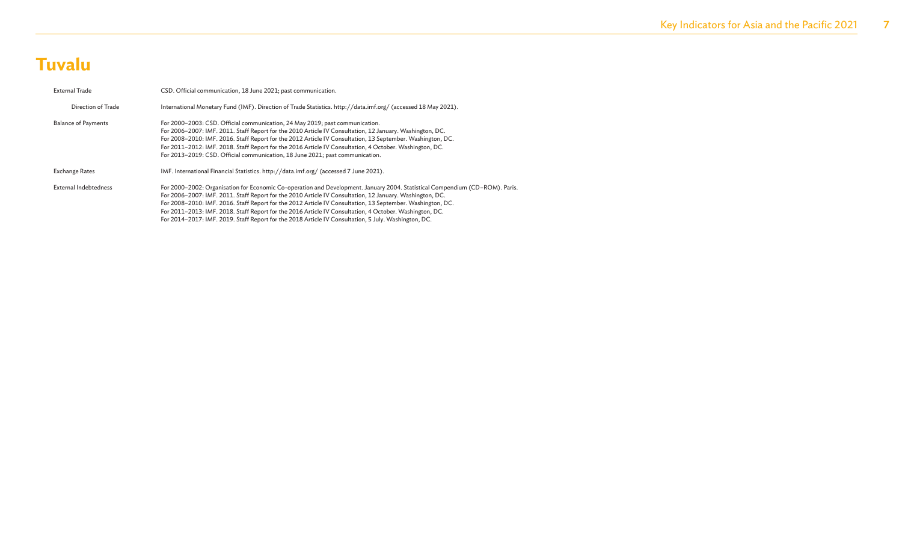# Tuvalu

| | |
|---|---|
| External Trade | CSD. Official communication, 18 June 2021; past communication. |
| Direction of Trade | International Monetary Fund (IMF). Direction of Trade Statistics. http://data.imf.org/ (accessed 18 May 2021). |
| Balance of Payments | For 2000–2003: CSD. Official communication, 24 May 2019; past communication.<br>For 2006–2007: IMF. 2011. Staff Report for the 2010 Article IV Consultation, 12 January. Washington, DC.<br>For 2008–2010: IMF. 2016. Staff Report for the 2012 Article IV Consultation, 13 September. Washington, DC.<br>For 2011–2012: IMF. 2018. Staff Report for the 2016 Article IV Consultation, 4 October. Washington, DC.<br>For 2013–2019: CSD. Official communication, 18 June 2021; past communication. |
| Exchange Rates | IMF. International Financial Statistics. http://data.imf.org/ (accessed 7 June 2021). |
| External Indebtedness | For 2000–2002: Organisation for Economic Co-operation and Development. January 2004. Statistical Compendium (CD-ROM). Paris.<br>For 2006–2007: IMF. 2011. Staff Report for the 2010 Article IV Consultation, 12 January. Washington, DC.<br>For 2008–2010: IMF. 2016. Staff Report for the 2012 Article IV Consultation, 13 September. Washington, DC.<br>For 2011–2013: IMF. 2018. Staff Report for the 2016 Article IV Consultation, 4 October. Washington, DC.<br>For 2014–2017: IMF. 2019. Staff Report for the 2018 Article IV Consultation, 5 July. Washington, DC. |